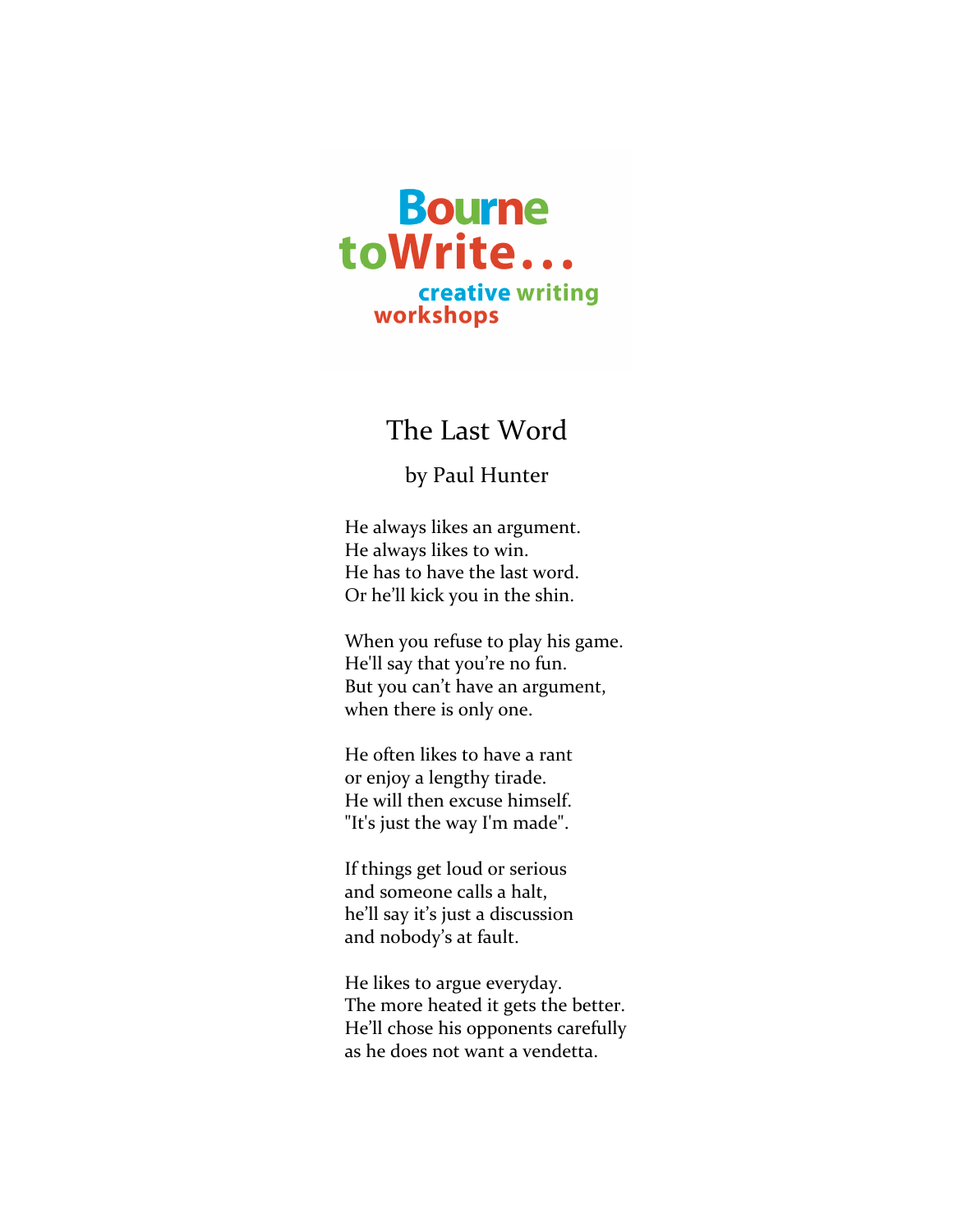Bourne
toWrite...
creative writing
workshops

# The Last Word

by Paul Hunter

He always likes an argument.
He always likes to win.
He has to have the last word.
Or he'll kick you in the shin.

When you refuse to play his game.
He'll say that you're no fun.
But you can't have an argument,
when there is only one.

He often likes to have a rant
or enjoy a lengthy tirade.
He will then excuse himself.
"It's just the way I'm made".

If things get loud or serious
and someone calls a halt,
he'll say it's just a discussion
and nobody's at fault.

He likes to argue everyday.
The more heated it gets the better.
He'll chose his opponents carefully
as he does not want a vendetta.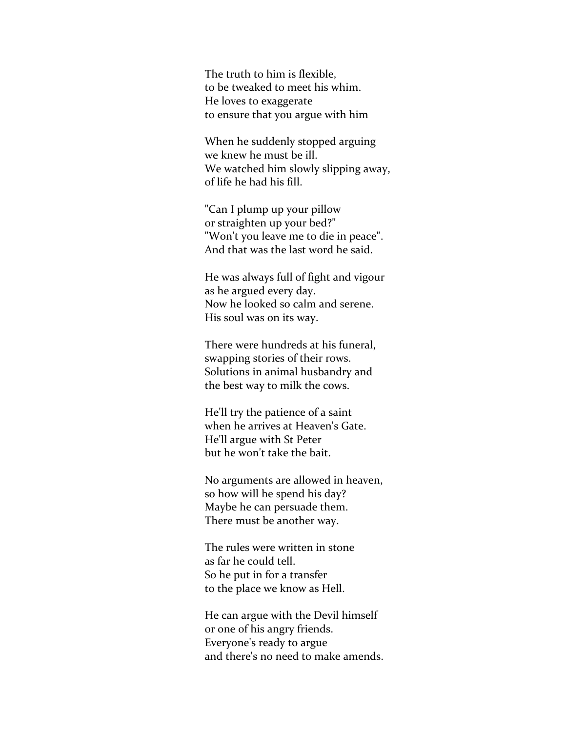The truth to him is flexible,  
to be tweaked to meet his whim.  
He loves to exaggerate  
to ensure that you argue with him

When he suddenly stopped arguing  
we knew he must be ill.  
We watched him slowly slipping away,  
of life he had his fill.

"Can I plump up your pillow  
or straighten up your bed?"  
"Won't you leave me to die in peace".  
And that was the last word he said.

He was always full of fight and vigour  
as he argued every day.  
Now he looked so calm and serene.  
His soul was on its way.

There were hundreds at his funeral,  
swapping stories of their rows.  
Solutions in animal husbandry and  
the best way to milk the cows.

He'll try the patience of a saint  
when he arrives at Heaven's Gate.  
He'll argue with St Peter  
but he won't take the bait.

No arguments are allowed in heaven,  
so how will he spend his day?  
Maybe he can persuade them.  
There must be another way.

The rules were written in stone  
as far he could tell.  
So he put in for a transfer  
to the place we know as Hell.

He can argue with the Devil himself  
or one of his angry friends.  
Everyone's ready to argue  
and there's no need to make amends.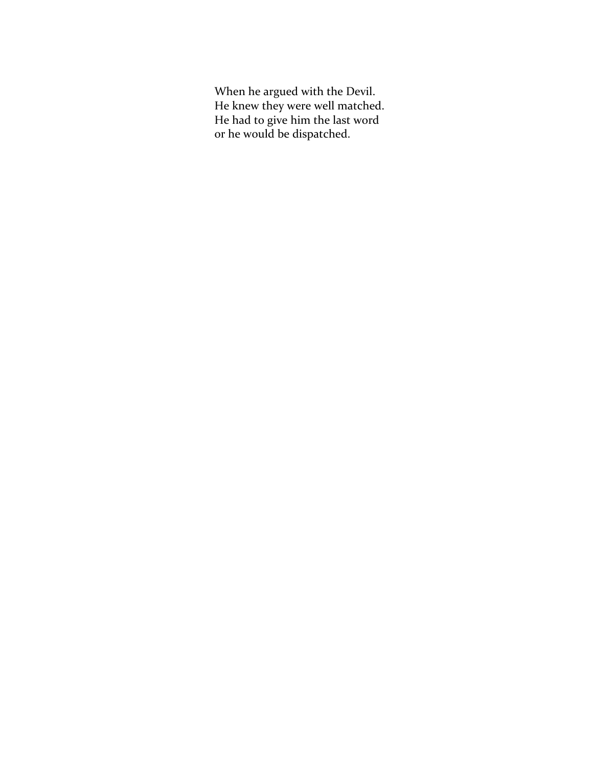When he argued with the Devil.
He knew they were well matched.
He had to give him the last word
or he would be dispatched.